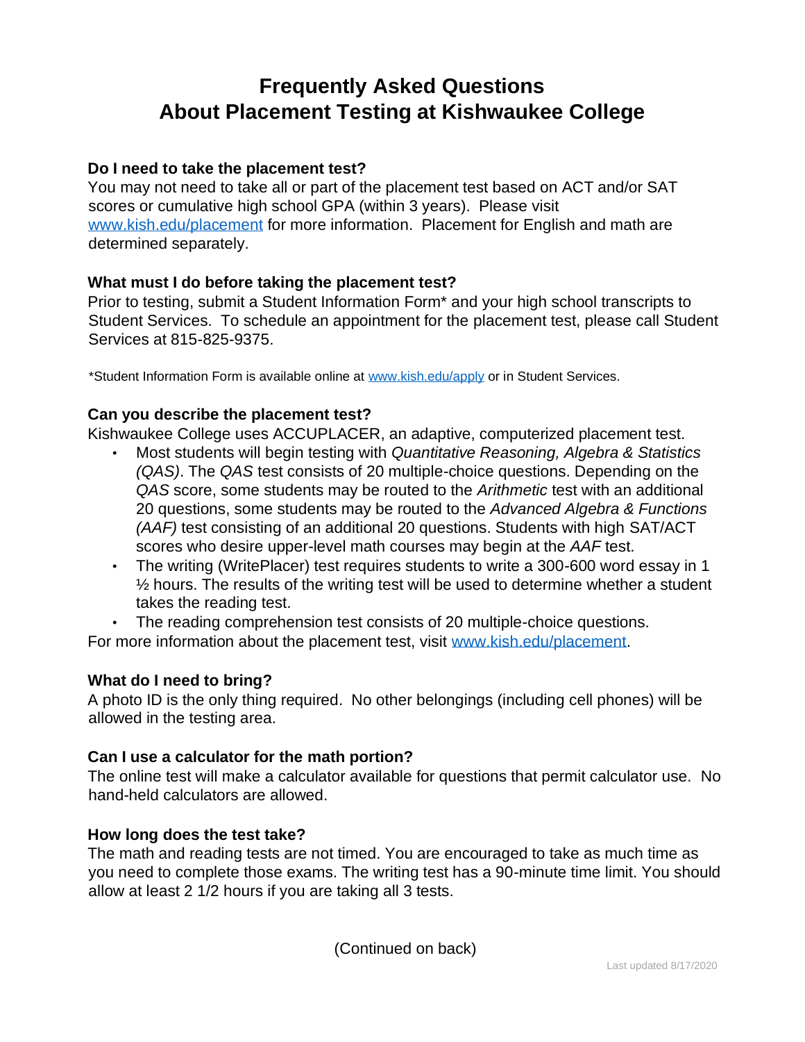# Frequently Asked Questions
# About Placement Testing at Kishwaukee College

### Do I need to take the placement test?

You may not need to take all or part of the placement test based on ACT and/or SAT scores or cumulative high school GPA (within 3 years). Please visit www.kish.edu/placement for more information. Placement for English and math are determined separately.

### What must I do before taking the placement test?

Prior to testing, submit a Student Information Form* and your high school transcripts to Student Services. To schedule an appointment for the placement test, please call Student Services at 815-825-9375.

*Student Information Form is available online at www.kish.edu/apply or in Student Services.

### Can you describe the placement test?

Kishwaukee College uses ACCUPLACER, an adaptive, computerized placement test.

- Most students will begin testing with *Quantitative Reasoning, Algebra & Statistics (QAS)*. The *QAS* test consists of 20 multiple-choice questions. Depending on the *QAS* score, some students may be routed to the *Arithmetic* test with an additional 20 questions, some students may be routed to the *Advanced Algebra & Functions (AAF)* test consisting of an additional 20 questions. Students with high SAT/ACT scores who desire upper-level math courses may begin at the *AAF* test.
- The writing (WritePlacer) test requires students to write a 300-600 word essay in 1 ½ hours. The results of the writing test will be used to determine whether a student takes the reading test.
- The reading comprehension test consists of 20 multiple-choice questions.

For more information about the placement test, visit www.kish.edu/placement.

### What do I need to bring?

A photo ID is the only thing required. No other belongings (including cell phones) will be allowed in the testing area.

### Can I use a calculator for the math portion?

The online test will make a calculator available for questions that permit calculator use. No hand-held calculators are allowed.

### How long does the test take?

The math and reading tests are not timed. You are encouraged to take as much time as you need to complete those exams. The writing test has a 90-minute time limit. You should allow at least 2 1/2 hours if you are taking all 3 tests.

(Continued on back)

Last updated 8/17/2020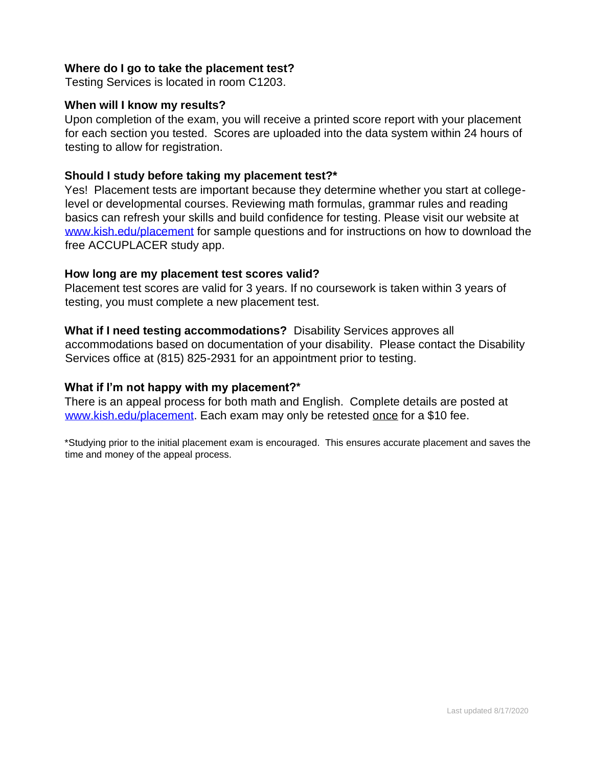**Where do I go to take the placement test?**
Testing Services is located in room C1203.

**When will I know my results?**
Upon completion of the exam, you will receive a printed score report with your placement for each section you tested. Scores are uploaded into the data system within 24 hours of testing to allow for registration.

**Should I study before taking my placement test?***
Yes! Placement tests are important because they determine whether you start at college-level or developmental courses. Reviewing math formulas, grammar rules and reading basics can refresh your skills and build confidence for testing. Please visit our website at www.kish.edu/placement for sample questions and for instructions on how to download the free ACCUPLACER study app.

**How long are my placement test scores valid?**
Placement test scores are valid for 3 years. If no coursework is taken within 3 years of testing, you must complete a new placement test.

**What if I need testing accommodations?** Disability Services approves all accommodations based on documentation of your disability. Please contact the Disability Services office at (815) 825-2931 for an appointment prior to testing.

**What if I'm not happy with my placement?***
There is an appeal process for both math and English. Complete details are posted at www.kish.edu/placement. Each exam may only be retested once for a $10 fee.

*Studying prior to the initial placement exam is encouraged. This ensures accurate placement and saves the time and money of the appeal process.

Last updated 8/17/2020